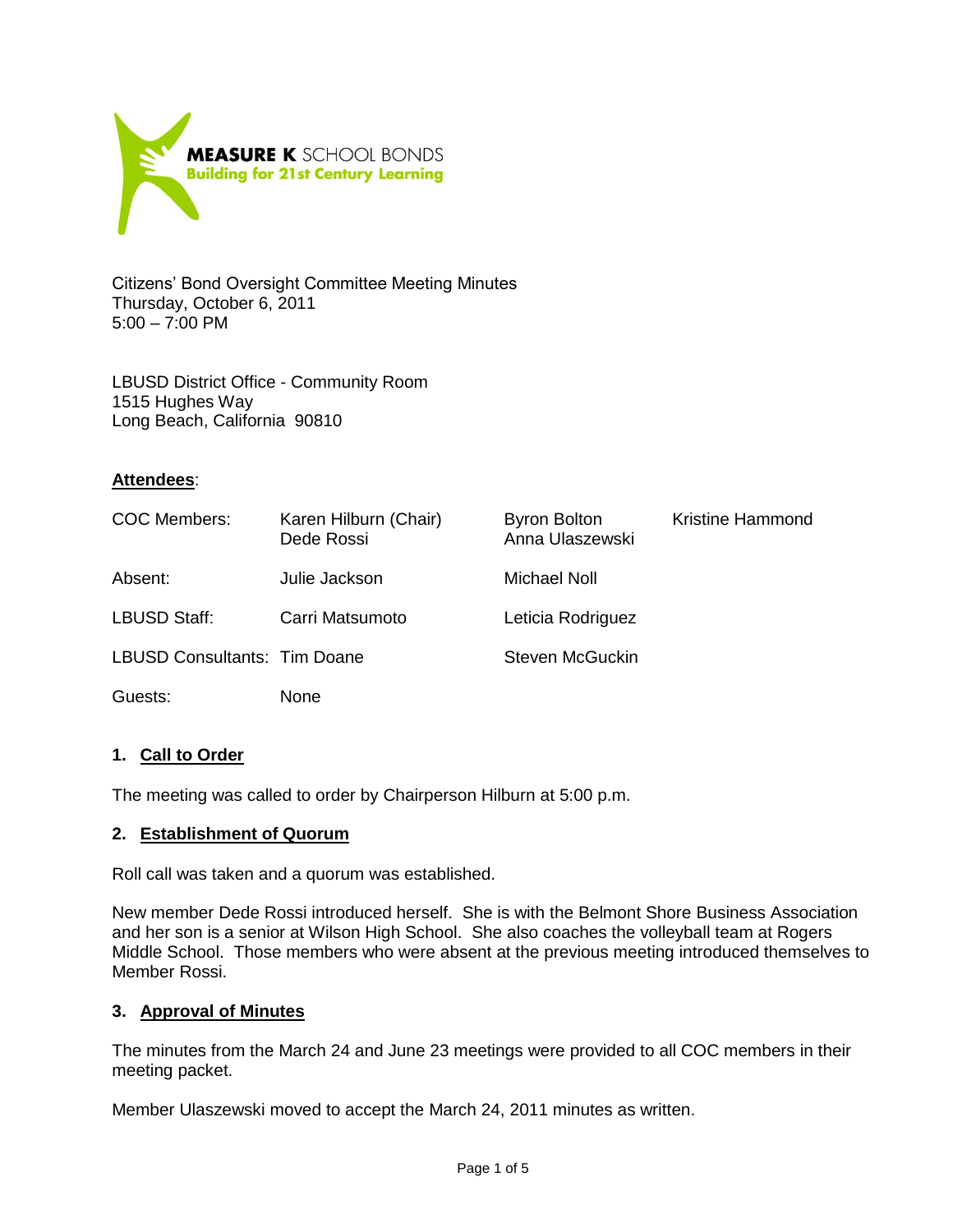**MEASURE K** SCHOOL BONDS
**Building for 21st Century Learning**

Citizens' Bond Oversight Committee Meeting Minutes
Thursday, October 6, 2011
5:00 – 7:00 PM

LBUSD District Office - Community Room
1515 Hughes Way
Long Beach, California 90810

**Attendees**:

| | | | |
|---|---|---|---|
| COC Members: | Karen Hilburn (Chair)<br>Dede Rossi | Byron Bolton<br>Anna Ulaszewski | Kristine Hammond |
| Absent: | Julie Jackson | Michael Noll | |
| LBUSD Staff: | Carri Matsumoto | Leticia Rodriguez | |
| LBUSD Consultants: | Tim Doane | Steven McGuckin | |
| Guests: | None | | |

## 1. Call to Order

The meeting was called to order by Chairperson Hilburn at 5:00 p.m.

## 2. Establishment of Quorum

Roll call was taken and a quorum was established.

New member Dede Rossi introduced herself. She is with the Belmont Shore Business Association and her son is a senior at Wilson High School. She also coaches the volleyball team at Rogers Middle School. Those members who were absent at the previous meeting introduced themselves to Member Rossi.

## 3. Approval of Minutes

The minutes from the March 24 and June 23 meetings were provided to all COC members in their meeting packet.

Member Ulaszewski moved to accept the March 24, 2011 minutes as written.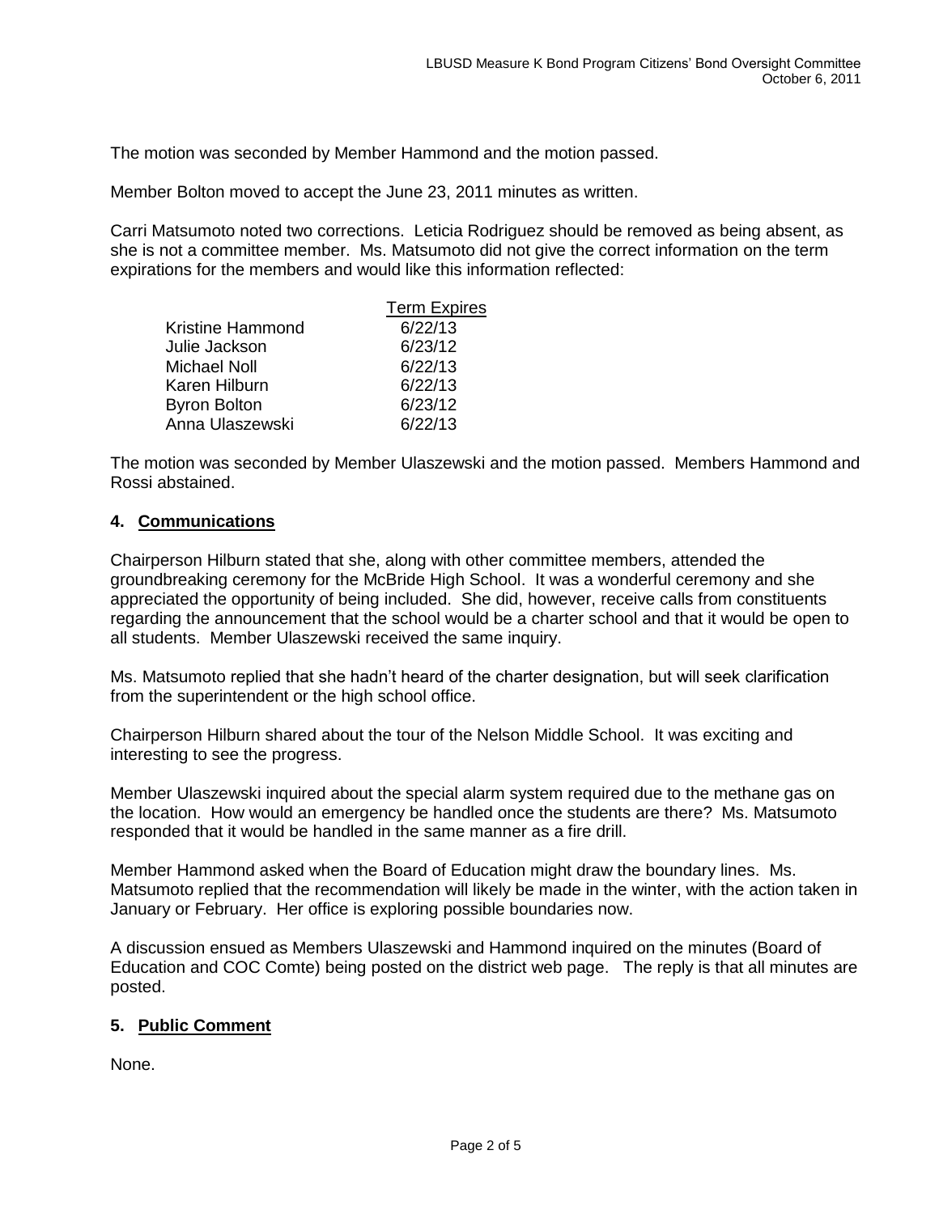The motion was seconded by Member Hammond and the motion passed.

Member Bolton moved to accept the June 23, 2011 minutes as written.

Carri Matsumoto noted two corrections. Leticia Rodriguez should be removed as being absent, as she is not a committee member. Ms. Matsumoto did not give the correct information on the term expirations for the members and would like this information reflected:

| | Term Expires |
|---|---|
| Kristine Hammond | 6/22/13 |
| Julie Jackson | 6/23/12 |
| Michael Noll | 6/22/13 |
| Karen Hilburn | 6/22/13 |
| Byron Bolton | 6/23/12 |
| Anna Ulaszewski | 6/22/13 |

The motion was seconded by Member Ulaszewski and the motion passed. Members Hammond and Rossi abstained.

## 4. Communications

Chairperson Hilburn stated that she, along with other committee members, attended the groundbreaking ceremony for the McBride High School. It was a wonderful ceremony and she appreciated the opportunity of being included. She did, however, receive calls from constituents regarding the announcement that the school would be a charter school and that it would be open to all students. Member Ulaszewski received the same inquiry.

Ms. Matsumoto replied that she hadn't heard of the charter designation, but will seek clarification from the superintendent or the high school office.

Chairperson Hilburn shared about the tour of the Nelson Middle School. It was exciting and interesting to see the progress.

Member Ulaszewski inquired about the special alarm system required due to the methane gas on the location. How would an emergency be handled once the students are there? Ms. Matsumoto responded that it would be handled in the same manner as a fire drill.

Member Hammond asked when the Board of Education might draw the boundary lines. Ms. Matsumoto replied that the recommendation will likely be made in the winter, with the action taken in January or February. Her office is exploring possible boundaries now.

A discussion ensued as Members Ulaszewski and Hammond inquired on the minutes (Board of Education and COC Comte) being posted on the district web page. The reply is that all minutes are posted.

## 5. Public Comment

None.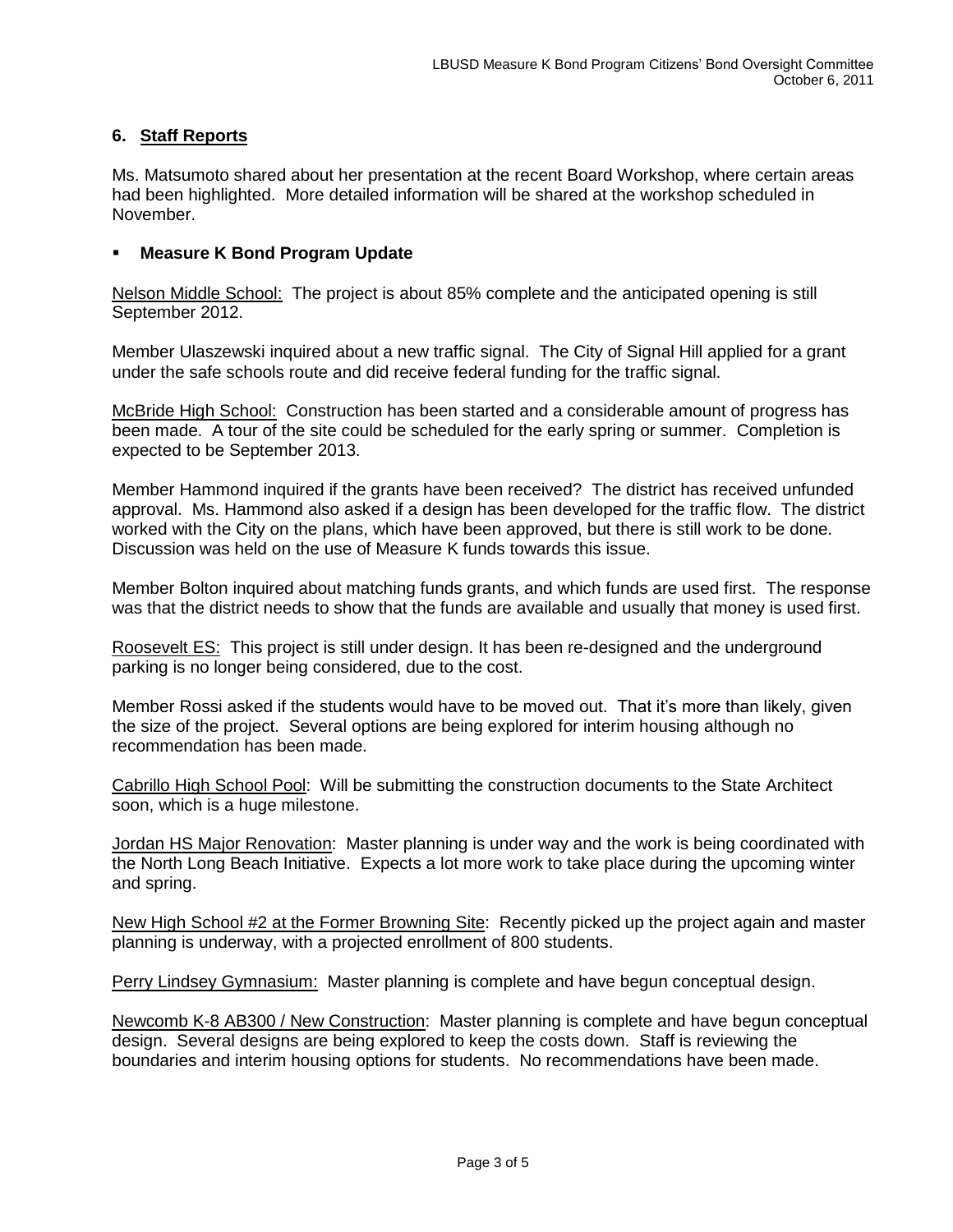## 6. Staff Reports

Ms. Matsumoto shared about her presentation at the recent Board Workshop, where certain areas had been highlighted. More detailed information will be shared at the workshop scheduled in November.

- **Measure K Bond Program Update**

Nelson Middle School: The project is about 85% complete and the anticipated opening is still September 2012.

Member Ulaszewski inquired about a new traffic signal. The City of Signal Hill applied for a grant under the safe schools route and did receive federal funding for the traffic signal.

McBride High School: Construction has been started and a considerable amount of progress has been made. A tour of the site could be scheduled for the early spring or summer. Completion is expected to be September 2013.

Member Hammond inquired if the grants have been received? The district has received unfunded approval. Ms. Hammond also asked if a design has been developed for the traffic flow. The district worked with the City on the plans, which have been approved, but there is still work to be done. Discussion was held on the use of Measure K funds towards this issue.

Member Bolton inquired about matching funds grants, and which funds are used first. The response was that the district needs to show that the funds are available and usually that money is used first.

Roosevelt ES: This project is still under design. It has been re-designed and the underground parking is no longer being considered, due to the cost.

Member Rossi asked if the students would have to be moved out. That it's more than likely, given the size of the project. Several options are being explored for interim housing although no recommendation has been made.

Cabrillo High School Pool: Will be submitting the construction documents to the State Architect soon, which is a huge milestone.

Jordan HS Major Renovation: Master planning is under way and the work is being coordinated with the North Long Beach Initiative. Expects a lot more work to take place during the upcoming winter and spring.

New High School #2 at the Former Browning Site: Recently picked up the project again and master planning is underway, with a projected enrollment of 800 students.

Perry Lindsey Gymnasium: Master planning is complete and have begun conceptual design.

Newcomb K-8 AB300 / New Construction: Master planning is complete and have begun conceptual design. Several designs are being explored to keep the costs down. Staff is reviewing the boundaries and interim housing options for students. No recommendations have been made.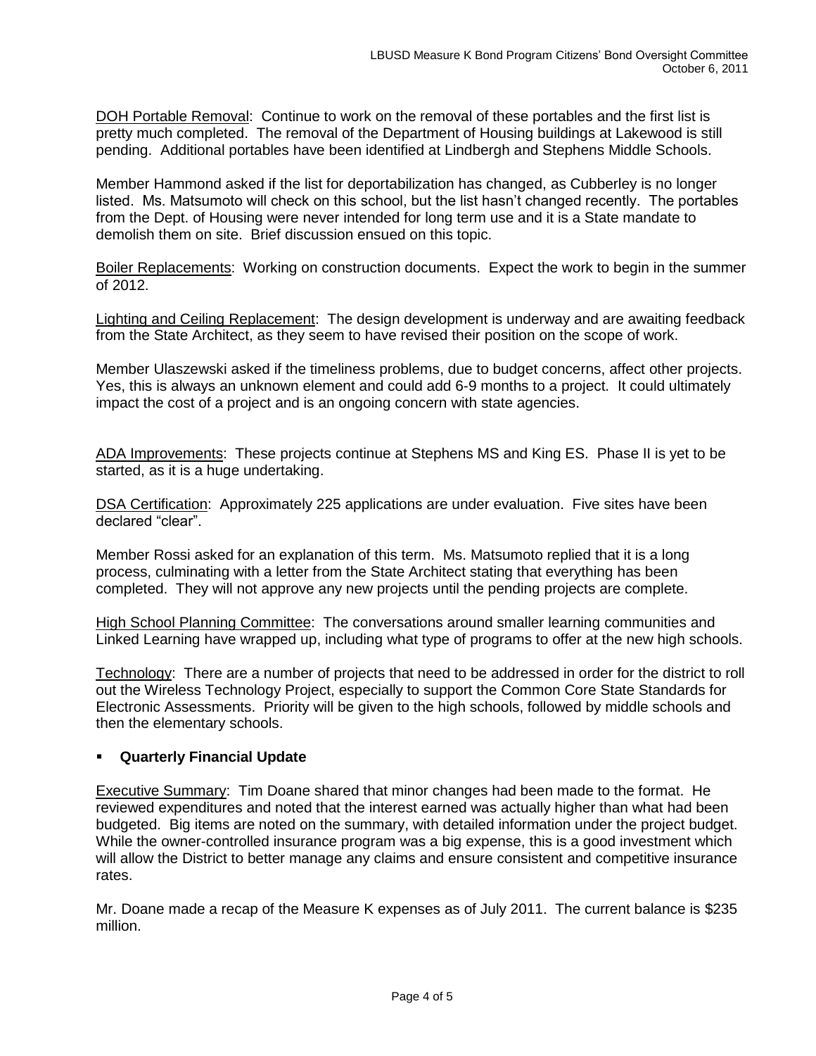DOH Portable Removal: Continue to work on the removal of these portables and the first list is pretty much completed. The removal of the Department of Housing buildings at Lakewood is still pending. Additional portables have been identified at Lindbergh and Stephens Middle Schools.

Member Hammond asked if the list for deportabilization has changed, as Cubberley is no longer listed. Ms. Matsumoto will check on this school, but the list hasn't changed recently. The portables from the Dept. of Housing were never intended for long term use and it is a State mandate to demolish them on site. Brief discussion ensued on this topic.

Boiler Replacements: Working on construction documents. Expect the work to begin in the summer of 2012.

Lighting and Ceiling Replacement: The design development is underway and are awaiting feedback from the State Architect, as they seem to have revised their position on the scope of work.

Member Ulaszewski asked if the timeliness problems, due to budget concerns, affect other projects. Yes, this is always an unknown element and could add 6-9 months to a project. It could ultimately impact the cost of a project and is an ongoing concern with state agencies.

ADA Improvements: These projects continue at Stephens MS and King ES. Phase II is yet to be started, as it is a huge undertaking.

DSA Certification: Approximately 225 applications are under evaluation. Five sites have been declared "clear".

Member Rossi asked for an explanation of this term. Ms. Matsumoto replied that it is a long process, culminating with a letter from the State Architect stating that everything has been completed. They will not approve any new projects until the pending projects are complete.

High School Planning Committee: The conversations around smaller learning communities and Linked Learning have wrapped up, including what type of programs to offer at the new high schools.

Technology: There are a number of projects that need to be addressed in order for the district to roll out the Wireless Technology Project, especially to support the Common Core State Standards for Electronic Assessments. Priority will be given to the high schools, followed by middle schools and then the elementary schools.

- **Quarterly Financial Update**

Executive Summary: Tim Doane shared that minor changes had been made to the format. He reviewed expenditures and noted that the interest earned was actually higher than what had been budgeted. Big items are noted on the summary, with detailed information under the project budget. While the owner-controlled insurance program was a big expense, this is a good investment which will allow the District to better manage any claims and ensure consistent and competitive insurance rates.

Mr. Doane made a recap of the Measure K expenses as of July 2011. The current balance is $235 million.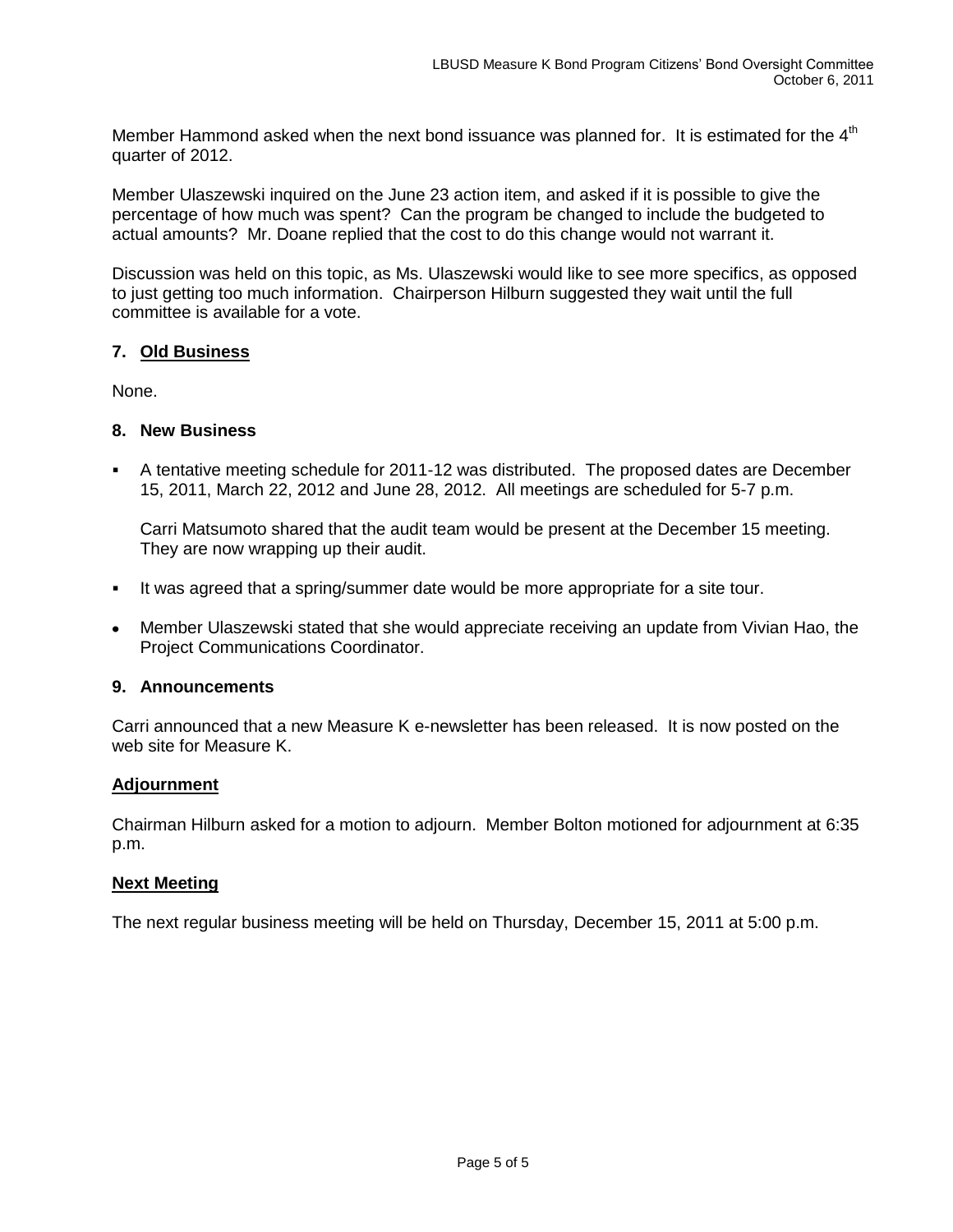Member Hammond asked when the next bond issuance was planned for. It is estimated for the 4th quarter of 2012.

Member Ulaszewski inquired on the June 23 action item, and asked if it is possible to give the percentage of how much was spent? Can the program be changed to include the budgeted to actual amounts? Mr. Doane replied that the cost to do this change would not warrant it.

Discussion was held on this topic, as Ms. Ulaszewski would like to see more specifics, as opposed to just getting too much information. Chairperson Hilburn suggested they wait until the full committee is available for a vote.

## 7. Old Business

None.

## 8. New Business

- A tentative meeting schedule for 2011-12 was distributed. The proposed dates are December 15, 2011, March 22, 2012 and June 28, 2012. All meetings are scheduled for 5-7 p.m.

  Carri Matsumoto shared that the audit team would be present at the December 15 meeting. They are now wrapping up their audit.

- It was agreed that a spring/summer date would be more appropriate for a site tour.

- Member Ulaszewski stated that she would appreciate receiving an update from Vivian Hao, the Project Communications Coordinator.

## 9. Announcements

Carri announced that a new Measure K e-newsletter has been released. It is now posted on the web site for Measure K.

## Adjournment

Chairman Hilburn asked for a motion to adjourn. Member Bolton motioned for adjournment at 6:35 p.m.

## Next Meeting

The next regular business meeting will be held on Thursday, December 15, 2011 at 5:00 p.m.